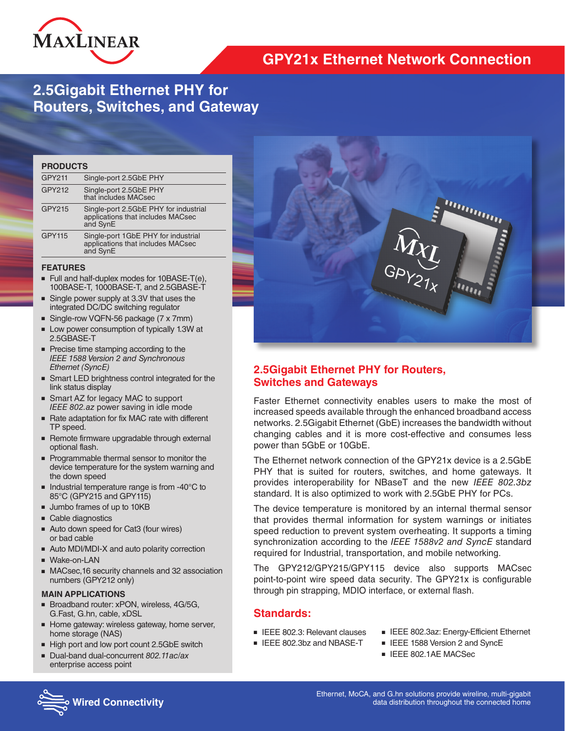# GPY21x Ethernet Network Connection

## 2.5Gigabit Ethernet PHY for Routers, Switches, and Gateway

### PRODUCTS

| | |
|---|---|
| GPY211 | Single-port 2.5GbE PHY |
| GPY212 | Single-port 2.5GbE PHY that includes MACsec |
| GPY215 | Single-port 2.5GbE PHY for industrial applications that includes MACsec and SynE |
| GPY115 | Single-port 1GbE PHY for industrial applications that includes MACsec and SynE |

### FEATURES

- Full and half-duplex modes for 10BASE-T(e), 100BASE-T, 1000BASE-T, and 2.5GBASE-T
- Single power supply at 3.3V that uses the integrated DC/DC switching regulator
- Single-row VQFN-56 package (7 x 7mm)
- Low power consumption of typically 1.3W at 2.5GBASE-T
- Precise time stamping according to the *IEEE 1588 Version 2 and Synchronous Ethernet (SyncE)*
- Smart LED brightness control integrated for the link status display
- Smart AZ for legacy MAC to support *IEEE 802.az* power saving in idle mode
- Rate adaptation for fix MAC rate with different TP speed.
- Remote firmware upgradable through external optional flash.
- Programmable thermal sensor to monitor the device temperature for the system warning and the down speed
- Industrial temperature range is from -40°C to 85°C (GPY215 and GPY115)
- Jumbo frames of up to 10KB
- Cable diagnostics
- Auto down speed for Cat3 (four wires) or bad cable
- Auto MDI/MDI-X and auto polarity correction
- Wake-on-LAN
- MACsec,16 security channels and 32 association numbers (GPY212 only)

### MAIN APPLICATIONS

- Broadband router: xPON, wireless, 4G/5G, G.Fast, G.hn, cable, xDSL
- Home gateway: wireless gateway, home server, home storage (NAS)
- High port and low port count 2.5GbE switch
- Dual-band dual-concurrent *802.11ac/ax* enterprise access point

## 2.5Gigabit Ethernet PHY for Routers, Switches and Gateways

Faster Ethernet connectivity enables users to make the most of increased speeds available through the enhanced broadband access networks. 2.5Gigabit Ethernet (GbE) increases the bandwidth without changing cables and it is more cost-effective and consumes less power than 5GbE or 10GbE.

The Ethernet network connection of the GPY21x device is a 2.5GbE PHY that is suited for routers, switches, and home gateways. It provides interoperability for NBaseT and the new *IEEE 802.3bz* standard. It is also optimized to work with 2.5GbE PHY for PCs.

The device temperature is monitored by an internal thermal sensor that provides thermal information for system warnings or initiates speed reduction to prevent system overheating. It supports a timing synchronization according to the *IEEE 1588v2 and SyncE* standard required for Industrial, transportation, and mobile networking.

The GPY212/GPY215/GPY115 device also supports MACsec point-to-point wire speed data security. The GPY21x is configurable through pin strapping, MDIO interface, or external flash.

## Standards:

- IEEE 802.3: Relevant clauses
- IEEE 802.3bz and NBASE-T
- IEEE 802.3az: Energy-Efficient Ethernet
- IEEE 1588 Version 2 and SyncE
- IEEE 802.1AE MACSec

**Wired Connectivity**

Ethernet, MoCA, and G.hn solutions provide wireline, multi-gigabit data distribution throughout the connected home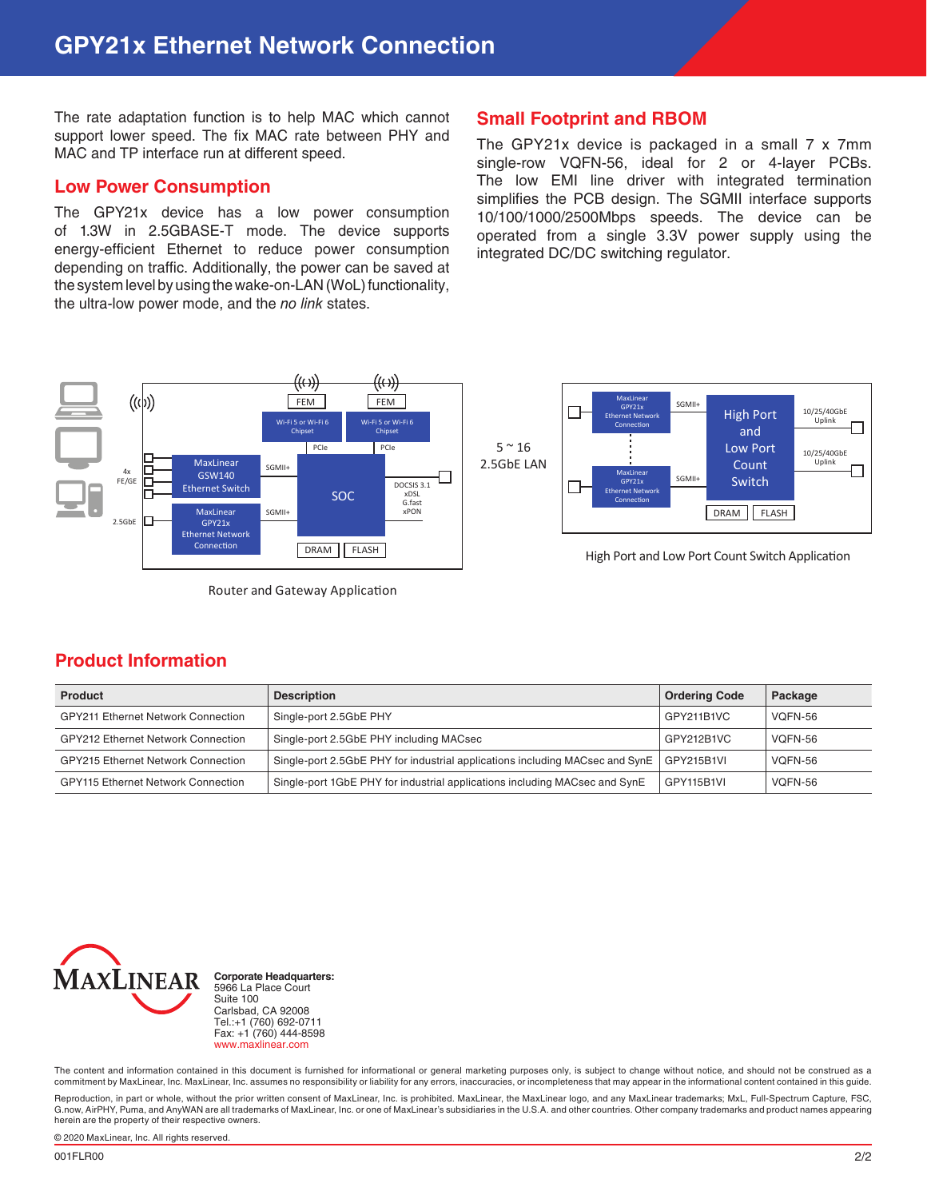The rate adaptation function is to help MAC which cannot support lower speed. The fix MAC rate between PHY and MAC and TP interface run at different speed.

## Low Power Consumption

The GPY21x device has a low power consumption of 1.3W in 2.5GBASE-T mode. The device supports energy-efficient Ethernet to reduce power consumption depending on traffic. Additionally, the power can be saved at the system level by using the wake-on-LAN (WoL) functionality, the ultra-low power mode, and the *no link* states.

## Small Footprint and RBOM

The GPY21x device is packaged in a small 7 x 7mm single-row VQFN-56, ideal for 2 or 4-layer PCBs. The low EMI line driver with integrated termination simplifies the PCB design. The SGMII interface supports 10/100/1000/2500Mbps speeds. The device can be operated from a single 3.3V power supply using the integrated DC/DC switching regulator.

FEM
FEM
Wi-Fi 5 or Wi-Fi 6 Chipset
Wi-Fi 5 or Wi-Fi 6 Chipset
PCIe
PCIe
4x FE/GE
MaxLinear GSW140 Ethernet Switch
SGMII+
SOC
DOCSIS 3.1 xDSL G.fast xPON
2.5GbE
MaxLinear GPY21x Ethernet Network Connection
SGMII+
DRAM
FLASH

Router and Gateway Application

5 ~ 16 2.5GbE LAN
MaxLinear GPY21x Ethernet Network Connection
SGMII+
MaxLinear GPY21x Ethernet Network Connection
SGMII+
High Port and Low Port Count Switch
10/25/40GbE Uplink
10/25/40GbE Uplink
DRAM
FLASH

High Port and Low Port Count Switch Application

## Product Information

| Product | Description | Ordering Code | Package |
|---|---|---|---|
| GPY211 Ethernet Network Connection | Single-port 2.5GbE PHY | GPY211B1VC | VQFN-56 |
| GPY212 Ethernet Network Connection | Single-port 2.5GbE PHY including MACsec | GPY212B1VC | VQFN-56 |
| GPY215 Ethernet Network Connection | Single-port 2.5GbE PHY for industrial applications including MACsec and SynE | GPY215B1VI | VQFN-56 |
| GPY115 Ethernet Network Connection | Single-port 1GbE PHY for industrial applications including MACsec and SynE | GPY115B1VI | VQFN-56 |

MAXLINEAR

**Corporate Headquarters:**
5966 La Place Court
Suite 100
Carlsbad, CA 92008
Tel.:+1 (760) 692-0711
Fax: +1 (760) 444-8598
www.maxlinear.com

The content and information contained in this document is furnished for informational or general marketing purposes only, is subject to change without notice, and should not be construed as a commitment by MaxLinear, Inc. MaxLinear, Inc. assumes no responsibility or liability for any errors, inaccuracies, or incompleteness that may appear in the information contained in this guide.

Reproduction, in part or whole, without the prior written consent of MaxLinear, Inc. is prohibited. MaxLinear, the MaxLinear logo, and any MaxLinear trademarks; MxL, Full-Spectrum Capture, FSC, G.now, AirPHY, Puma, and AnyWAN are all trademarks of MaxLinear, Inc. or one of MaxLinear's subsidiaries in the U.S.A. and other countries. Other company trademarks and product names appearing herein are the property of their respective owners.

© 2020 MaxLinear, Inc. All rights reserved.

001FLR00